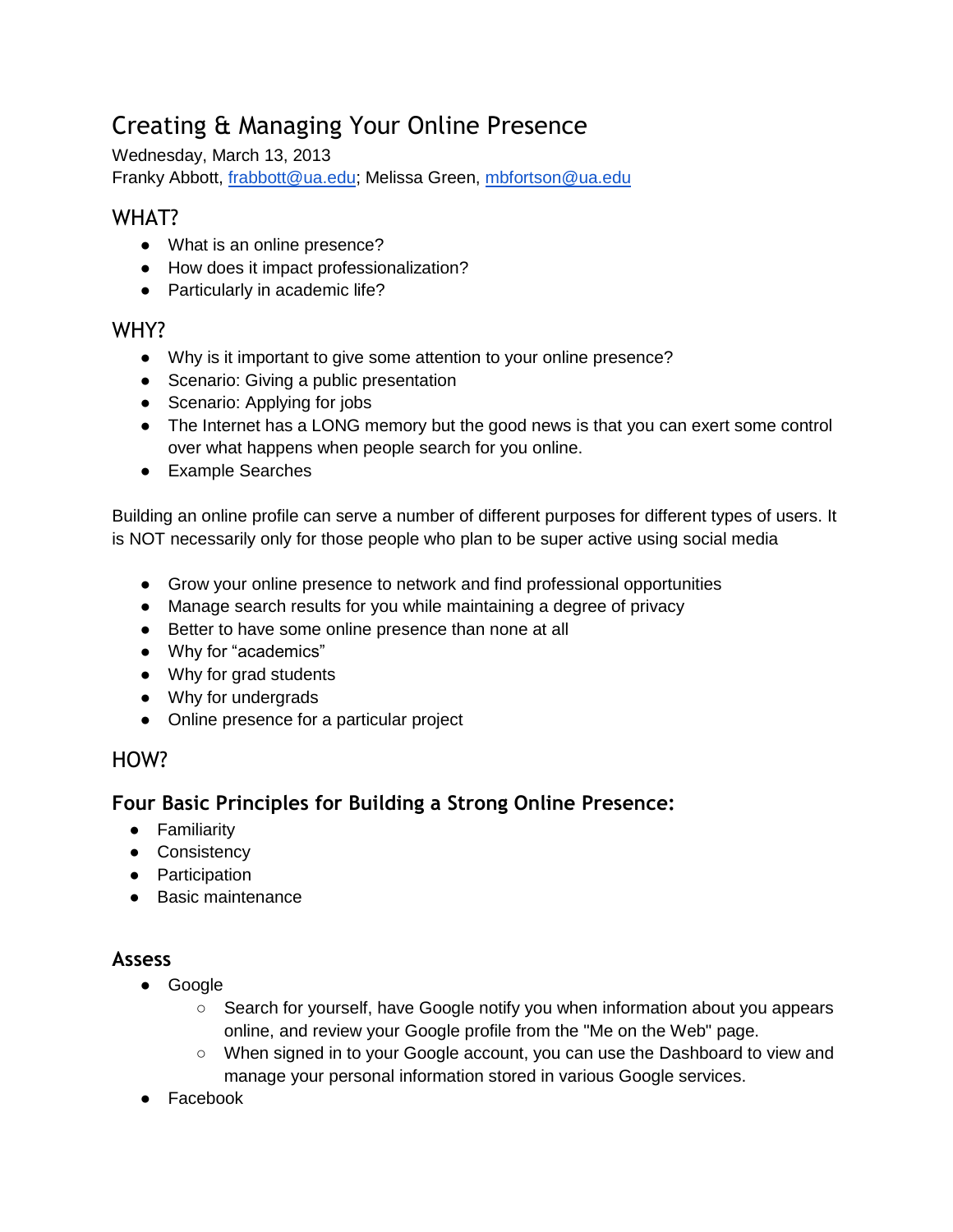# Creating & Managing Your Online Presence

Wednesday, March 13, 2013
Franky Abbott, [frabbott@ua.edu](mailto:frabbott@ua.edu); Melissa Green, [mbfortson@ua.edu](mailto:mbfortson@ua.edu)

## WHAT?

- What is an online presence?
- How does it impact professionalization?
- Particularly in academic life?

## WHY?

- Why is it important to give some attention to your online presence?
- Scenario: Giving a public presentation
- Scenario: Applying for jobs
- The Internet has a LONG memory but the good news is that you can exert some control over what happens when people search for you online.
- Example Searches

Building an online profile can serve a number of different purposes for different types of users. It is NOT necessarily only for those people who plan to be super active using social media

- Grow your online presence to network and find professional opportunities
- Manage search results for you while maintaining a degree of privacy
- Better to have some online presence than none at all
- Why for "academics"
- Why for grad students
- Why for undergrads
- Online presence for a particular project

## HOW?

### Four Basic Principles for Building a Strong Online Presence:

- Familiarity
- Consistency
- Participation
- Basic maintenance

### Assess

- Google
  - Search for yourself, have Google notify you when information about you appears online, and review your Google profile from the "Me on the Web" page.
  - When signed in to your Google account, you can use the Dashboard to view and manage your personal information stored in various Google services.
- Facebook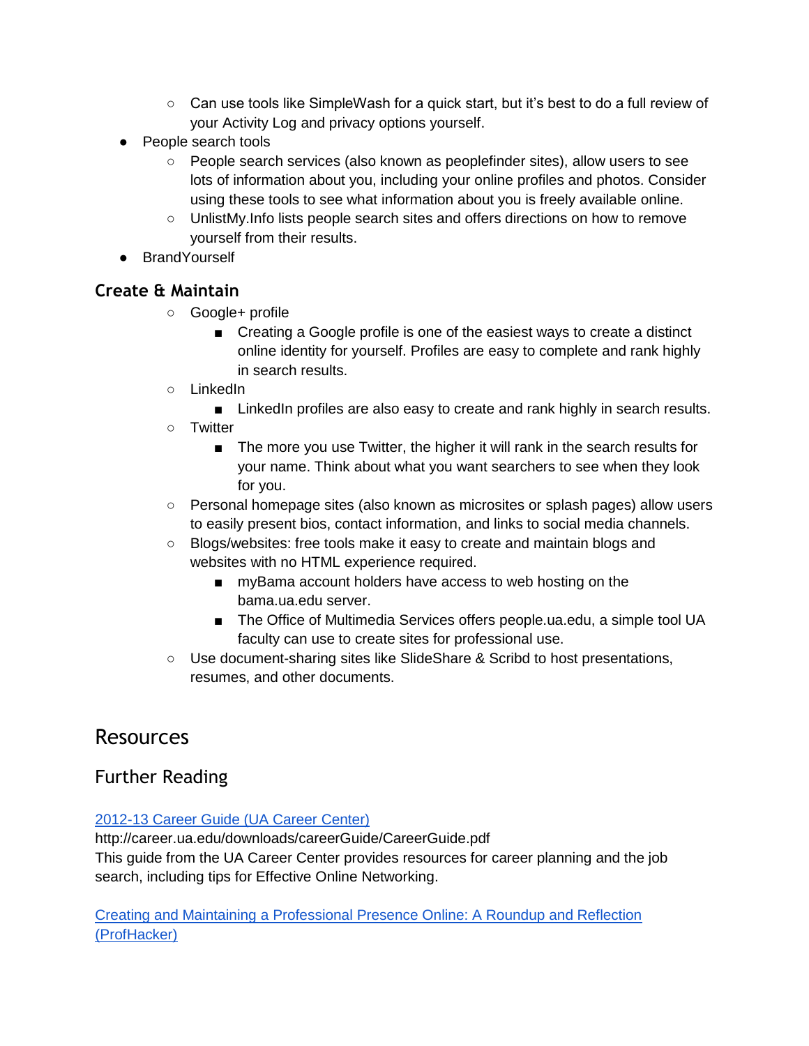- Can use tools like SimpleWash for a quick start, but it's best to do a full review of your Activity Log and privacy options yourself.
- People search tools
    - People search services (also known as peoplefinder sites), allow users to see lots of information about you, including your online profiles and photos. Consider using these tools to see what information about you is freely available online.
    - UnlistMy.Info lists people search sites and offers directions on how to remove yourself from their results.
- BrandYourself

### Create & Maintain

- Google+ profile
    - Creating a Google profile is one of the easiest ways to create a distinct online identity for yourself. Profiles are easy to complete and rank highly in search results.
- LinkedIn
    - LinkedIn profiles are also easy to create and rank highly in search results.
- Twitter
    - The more you use Twitter, the higher it will rank in the search results for your name. Think about what you want searchers to see when they look for you.
- Personal homepage sites (also known as microsites or splash pages) allow users to easily present bios, contact information, and links to social media channels.
- Blogs/websites: free tools make it easy to create and maintain blogs and websites with no HTML experience required.
    - myBama account holders have access to web hosting on the bama.ua.edu server.
    - The Office of Multimedia Services offers people.ua.edu, a simple tool UA faculty can use to create sites for professional use.
- Use document-sharing sites like SlideShare & Scribd to host presentations, resumes, and other documents.

# Resources

## Further Reading

[2012-13 Career Guide (UA Career Center)](http://career.ua.edu/downloads/careerGuide/CareerGuide.pdf)
http://career.ua.edu/downloads/careerGuide/CareerGuide.pdf
This guide from the UA Career Center provides resources for career planning and the job search, including tips for Effective Online Networking.

Creating and Maintaining a Professional Presence Online: A Roundup and Reflection (ProfHacker)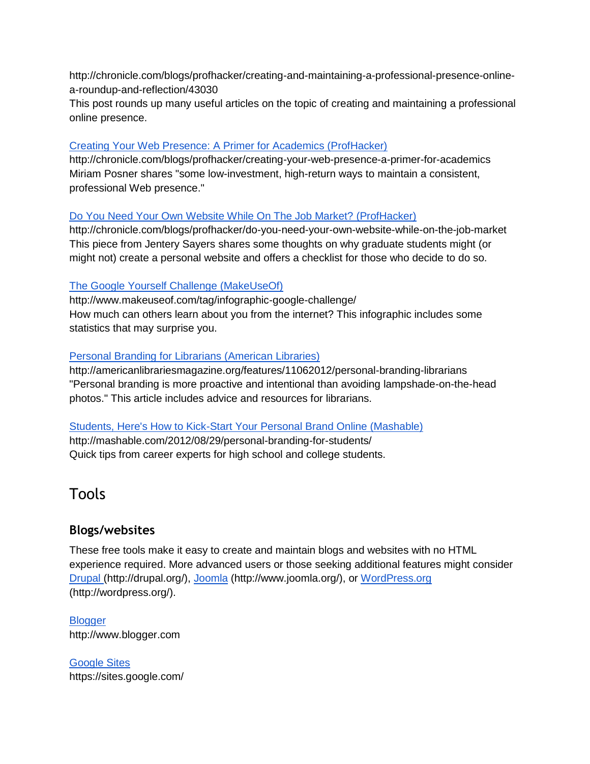http://chronicle.com/blogs/profhacker/creating-and-maintaining-a-professional-presence-online-a-roundup-and-reflection/43030
This post rounds up many useful articles on the topic of creating and maintaining a professional online presence.

[Creating Your Web Presence: A Primer for Academics (ProfHacker)](http://chronicle.com/blogs/profhacker/creating-your-web-presence-a-primer-for-academics)
http://chronicle.com/blogs/profhacker/creating-your-web-presence-a-primer-for-academics
Miriam Posner shares "some low-investment, high-return ways to maintain a consistent, professional Web presence."

[Do You Need Your Own Website While On The Job Market? (ProfHacker)](http://chronicle.com/blogs/profhacker/do-you-need-your-own-website-while-on-the-job-market)
http://chronicle.com/blogs/profhacker/do-you-need-your-own-website-while-on-the-job-market
This piece from Jentery Sayers shares some thoughts on why graduate students might (or might not) create a personal website and offers a checklist for those who decide to do so.

[The Google Yourself Challenge (MakeUseOf)](http://www.makeuseof.com/tag/infographic-google-challenge/)
http://www.makeuseof.com/tag/infographic-google-challenge/
How much can others learn about you from the internet? This infographic includes some statistics that may surprise you.

[Personal Branding for Librarians (American Libraries)](http://americanlibrariesmagazine.org/features/11062012/personal-branding-librarians)
http://americanlibrariesmagazine.org/features/11062012/personal-branding-librarians
"Personal branding is more proactive and intentional than avoiding lampshade-on-the-head photos." This article includes advice and resources for librarians.

[Students, Here's How to Kick-Start Your Personal Brand Online (Mashable)](http://mashable.com/2012/08/29/personal-branding-for-students/)
http://mashable.com/2012/08/29/personal-branding-for-students/
Quick tips from career experts for high school and college students.

# Tools

## Blogs/websites

These free tools make it easy to create and maintain blogs and websites with no HTML experience required. More advanced users or those seeking additional features might consider [Drupal](http://drupal.org/) (http://drupal.org/), [Joomla](http://www.joomla.org/) (http://www.joomla.org/), or [WordPress.org](http://wordpress.org/) (http://wordpress.org/).

[Blogger](http://www.blogger.com)
http://www.blogger.com

[Google Sites](https://sites.google.com/)
https://sites.google.com/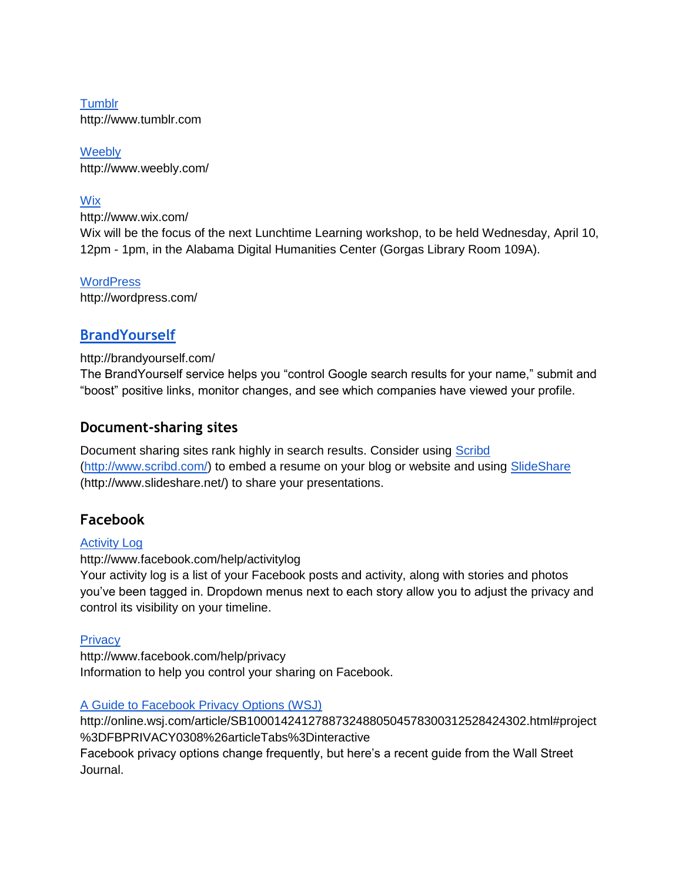[Tumblr](http://www.tumblr.com)
http://www.tumblr.com

[Weebly](http://www.weebly.com/)
http://www.weebly.com/

[Wix](http://www.wix.com/)
http://www.wix.com/
Wix will be the focus of the next Lunchtime Learning workshop, to be held Wednesday, April 10, 12pm - 1pm, in the Alabama Digital Humanities Center (Gorgas Library Room 109A).

[WordPress](http://wordpress.com/)
http://wordpress.com/

## [BrandYourself](http://brandyourself.com/)

http://brandyourself.com/
The BrandYourself service helps you "control Google search results for your name," submit and "boost" positive links, monitor changes, and see which companies have viewed your profile.

### Document-sharing sites

Document sharing sites rank highly in search results. Consider using [Scribd](http://www.scribd.com/) (http://www.scribd.com/) to embed a resume on your blog or website and using [SlideShare](http://www.slideshare.net/) (http://www.slideshare.net/) to share your presentations.

### Facebook

[Activity Log](http://www.facebook.com/help/activitylog)
http://www.facebook.com/help/activitylog
Your activity log is a list of your Facebook posts and activity, along with stories and photos you've been tagged in. Dropdown menus next to each story allow you to adjust the privacy and control its visibility on your timeline.

[Privacy](http://www.facebook.com/help/privacy)
http://www.facebook.com/help/privacy
Information to help you control your sharing on Facebook.

[A Guide to Facebook Privacy Options (WSJ)](http://online.wsj.com/article/SB10001424127887324880504578300312528424302.html#project%3DFBPRIVACY0308%26articleTabs%3Dinteractive)
http://online.wsj.com/article/SB10001424127887324880504578300312528424302.html#project%3DFBPRIVACY0308%26articleTabs%3Dinteractive
Facebook privacy options change frequently, but here's a recent guide from the Wall Street Journal.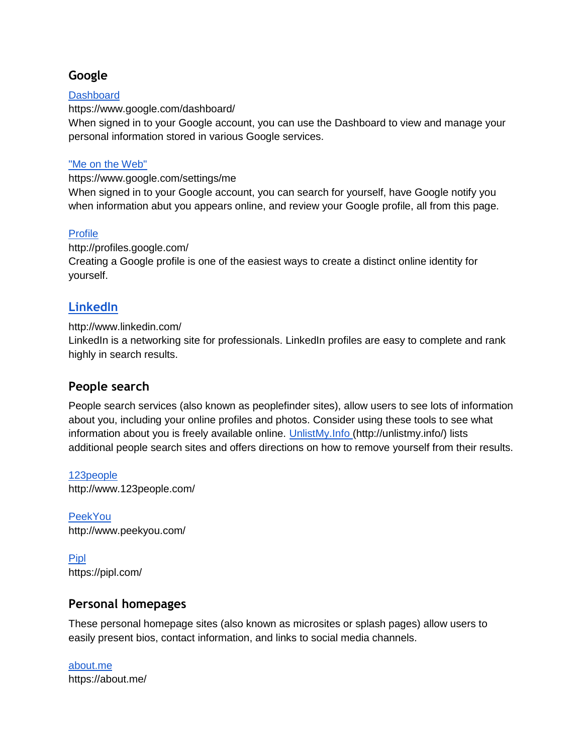## Google

[Dashboard](https://www.google.com/dashboard/)
https://www.google.com/dashboard/
When signed in to your Google account, you can use the Dashboard to view and manage your personal information stored in various Google services.

["Me on the Web"](https://www.google.com/settings/me)
https://www.google.com/settings/me
When signed in to your Google account, you can search for yourself, have Google notify you when information abut you appears online, and review your Google profile, all from this page.

[Profile](http://profiles.google.com/)
http://profiles.google.com/
Creating a Google profile is one of the easiest ways to create a distinct online identity for yourself.

## [LinkedIn](http://www.linkedin.com/)

http://www.linkedin.com/
LinkedIn is a networking site for professionals. LinkedIn profiles are easy to complete and rank highly in search results.

## People search

People search services (also known as peoplefinder sites), allow users to see lots of information about you, including your online profiles and photos. Consider using these tools to see what information about you is freely available online. [UnlistMy.Info](http://unlistmy.info/) (http://unlistmy.info/) lists additional people search sites and offers directions on how to remove yourself from their results.

[123people](http://www.123people.com/)
http://www.123people.com/

[PeekYou](http://www.peekyou.com/)
http://www.peekyou.com/

[Pipl](https://pipl.com/)
https://pipl.com/

## Personal homepages

These personal homepage sites (also known as microsites or splash pages) allow users to easily present bios, contact information, and links to social media channels.

[about.me](https://about.me/)
https://about.me/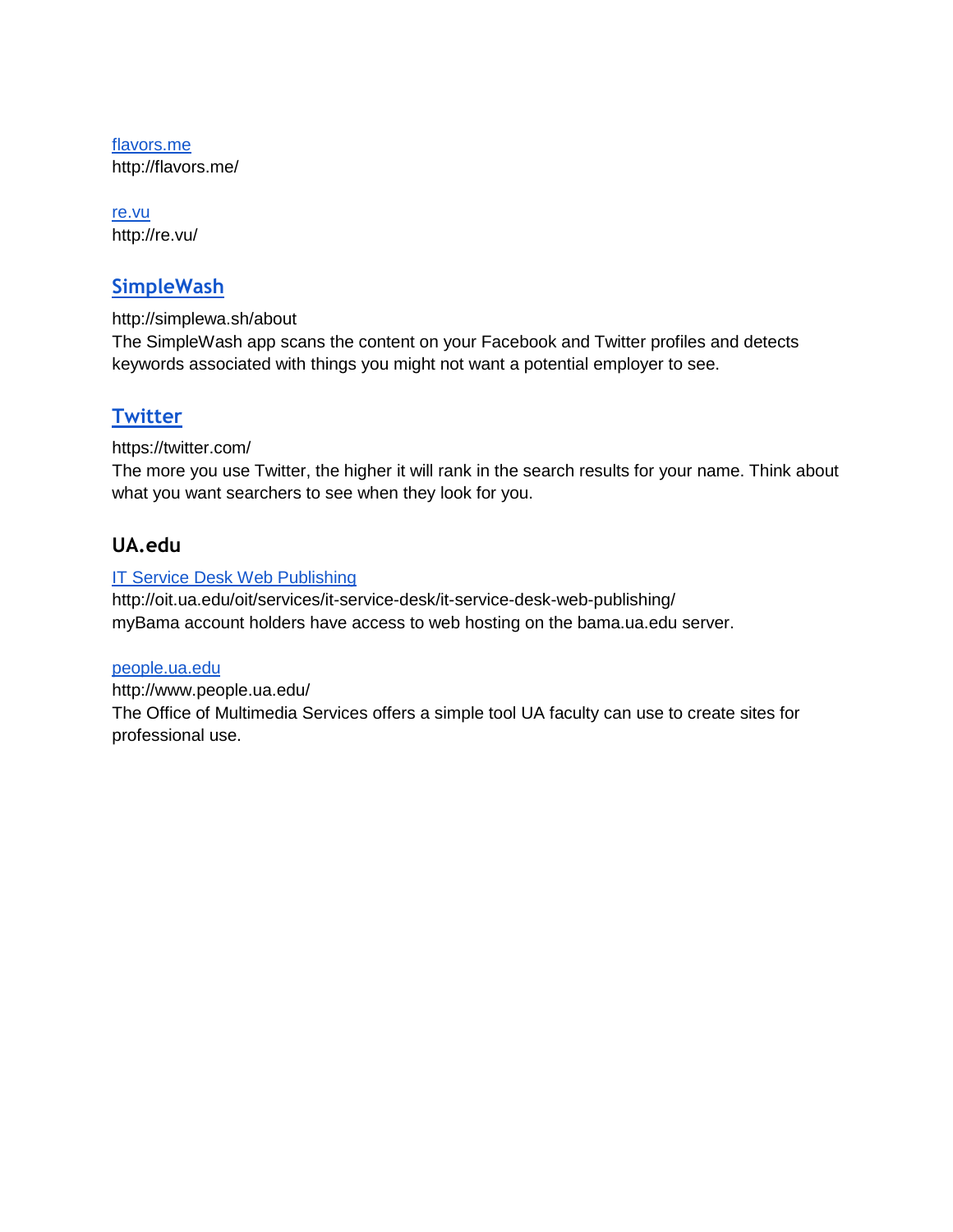[flavors.me](http://flavors.me/)
http://flavors.me/

[re.vu](http://re.vu/)
http://re.vu/

### [SimpleWash](http://simplewa.sh/about)

http://simplewa.sh/about
The SimpleWash app scans the content on your Facebook and Twitter profiles and detects keywords associated with things you might not want a potential employer to see.

### [Twitter](https://twitter.com/)

https://twitter.com/
The more you use Twitter, the higher it will rank in the search results for your name. Think about what you want searchers to see when they look for you.

### UA.edu

[IT Service Desk Web Publishing](http://oit.ua.edu/oit/services/it-service-desk/it-service-desk-web-publishing/)
http://oit.ua.edu/oit/services/it-service-desk/it-service-desk-web-publishing/
myBama account holders have access to web hosting on the bama.ua.edu server.

[people.ua.edu](http://www.people.ua.edu/)
http://www.people.ua.edu/
The Office of Multimedia Services offers a simple tool UA faculty can use to create sites for professional use.